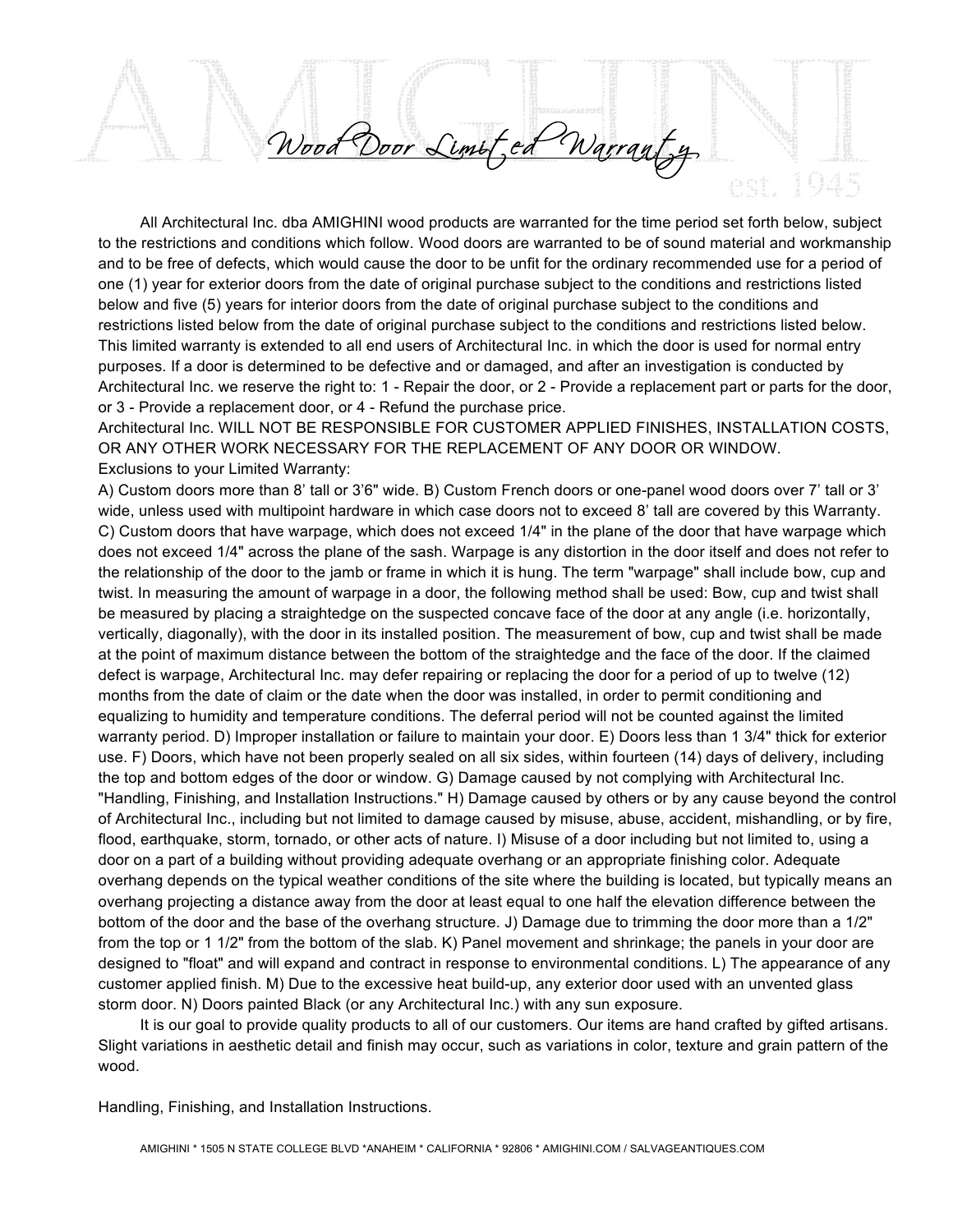# Wood Door Limited Warranty

All Architectural Inc. dba AMIGHINI wood products are warranted for the time period set forth below, subject to the restrictions and conditions which follow. Wood doors are warranted to be of sound material and workmanship and to be free of defects, which would cause the door to be unfit for the ordinary recommended use for a period of one (1) year for exterior doors from the date of original purchase subject to the conditions and restrictions listed below and five (5) years for interior doors from the date of original purchase subject to the conditions and restrictions listed below from the date of original purchase subject to the conditions and restrictions listed below. This limited warranty is extended to all end users of Architectural Inc. in which the door is used for normal entry purposes. If a door is determined to be defective and or damaged, and after an investigation is conducted by Architectural Inc. we reserve the right to: 1 - Repair the door, or 2 - Provide a replacement part or parts for the door, or 3 - Provide a replacement door, or 4 - Refund the purchase price.

Architectural Inc. WILL NOT BE RESPONSIBLE FOR CUSTOMER APPLIED FINISHES, INSTALLATION COSTS, OR ANY OTHER WORK NECESSARY FOR THE REPLACEMENT OF ANY DOOR OR WINDOW.

Exclusions to your Limited Warranty:

A) Custom doors more than 8' tall or 3'6" wide. B) Custom French doors or one-panel wood doors over 7' tall or 3' wide, unless used with multipoint hardware in which case doors not to exceed 8' tall are covered by this Warranty. C) Custom doors that have warpage, which does not exceed 1/4" in the plane of the door that have warpage which does not exceed 1/4" across the plane of the sash. Warpage is any distortion in the door itself and does not refer to the relationship of the door to the jamb or frame in which it is hung. The term "warpage" shall include bow, cup and twist. In measuring the amount of warpage in a door, the following method shall be used: Bow, cup and twist shall be measured by placing a straightedge on the suspected concave face of the door at any angle (i.e. horizontally, vertically, diagonally), with the door in its installed position. The measurement of bow, cup and twist shall be made at the point of maximum distance between the bottom of the straightedge and the face of the door. If the claimed defect is warpage, Architectural Inc. may defer repairing or replacing the door for a period of up to twelve (12) months from the date of claim or the date when the door was installed, in order to permit conditioning and equalizing to humidity and temperature conditions. The deferral period will not be counted against the limited warranty period. D) Improper installation or failure to maintain your door. E) Doors less than 1 3/4" thick for exterior use. F) Doors, which have not been properly sealed on all six sides, within fourteen (14) days of delivery, including the top and bottom edges of the door or window. G) Damage caused by not complying with Architectural Inc. "Handling, Finishing, and Installation Instructions." H) Damage caused by others or by any cause beyond the control of Architectural Inc., including but not limited to damage caused by misuse, abuse, accident, mishandling, or by fire, flood, earthquake, storm, tornado, or other acts of nature. I) Misuse of a door including but not limited to, using a door on a part of a building without providing adequate overhang or an appropriate finishing color. Adequate overhang depends on the typical weather conditions of the site where the building is located, but typically means an overhang projecting a distance away from the door at least equal to one half the elevation difference between the bottom of the door and the base of the overhang structure. J) Damage due to trimming the door more than a 1/2" from the top or 1 1/2" from the bottom of the slab. K) Panel movement and shrinkage; the panels in your door are designed to "float" and will expand and contract in response to environmental conditions. L) The appearance of any customer applied finish. M) Due to the excessive heat build-up, any exterior door used with an unvented glass storm door. N) Doors painted Black (or any Architectural Inc.) with any sun exposure.

It is our goal to provide quality products to all of our customers. Our items are hand crafted by gifted artisans. Slight variations in aesthetic detail and finish may occur, such as variations in color, texture and grain pattern of the wood.

Handling, Finishing, and Installation Instructions.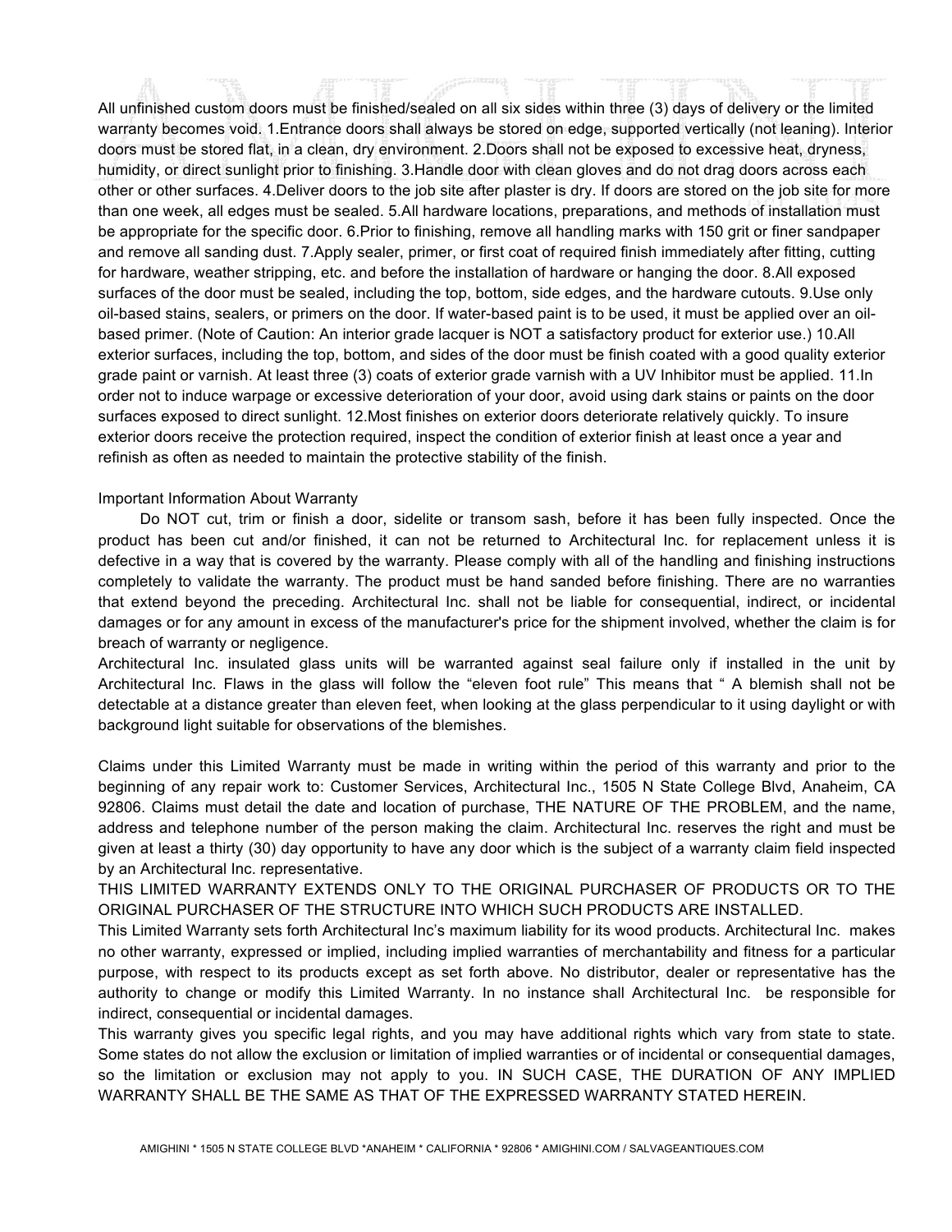All unfinished custom doors must be finished/sealed on all six sides within three (3) days of delivery or the limited warranty becomes void. 1.Entrance doors shall always be stored on edge, supported vertically (not leaning). Interior doors must be stored flat, in a clean, dry environment. 2.Doors shall not be exposed to excessive heat, dryness, humidity, or direct sunlight prior to finishing. 3.Handle door with clean gloves and do not drag doors across each other or other surfaces. 4.Deliver doors to the job site after plaster is dry. If doors are stored on the job site for more than one week, all edges must be sealed. 5.All hardware locations, preparations, and methods of installation must be appropriate for the specific door. 6.Prior to finishing, remove all handling marks with 150 grit or finer sandpaper and remove all sanding dust. 7.Apply sealer, primer, or first coat of required finish immediately after fitting, cutting for hardware, weather stripping, etc. and before the installation of hardware or hanging the door. 8.All exposed surfaces of the door must be sealed, including the top, bottom, side edges, and the hardware cutouts. 9.Use only oil-based stains, sealers, or primers on the door. If water-based paint is to be used, it must be applied over an oil-based primer. (Note of Caution: An interior grade lacquer is NOT a satisfactory product for exterior use.) 10.All exterior surfaces, including the top, bottom, and sides of the door must be finish coated with a good quality exterior grade paint or varnish. At least three (3) coats of exterior grade varnish with a UV Inhibitor must be applied. 11.In order not to induce warpage or excessive deterioration of your door, avoid using dark stains or paints on the door surfaces exposed to direct sunlight. 12.Most finishes on exterior doors deteriorate relatively quickly. To insure exterior doors receive the protection required, inspect the condition of exterior finish at least once a year and refinish as often as needed to maintain the protective stability of the finish.

Important Information About Warranty

Do NOT cut, trim or finish a door, sidelite or transom sash, before it has been fully inspected. Once the product has been cut and/or finished, it can not be returned to Architectural Inc. for replacement unless it is defective in a way that is covered by the warranty. Please comply with all of the handling and finishing instructions completely to validate the warranty. The product must be hand sanded before finishing. There are no warranties that extend beyond the preceding. Architectural Inc. shall not be liable for consequential, indirect, or incidental damages or for any amount in excess of the manufacturer's price for the shipment involved, whether the claim is for breach of warranty or negligence.

Architectural Inc. insulated glass units will be warranted against seal failure only if installed in the unit by Architectural Inc. Flaws in the glass will follow the “eleven foot rule” This means that “ A blemish shall not be detectable at a distance greater than eleven feet, when looking at the glass perpendicular to it using daylight or with background light suitable for observations of the blemishes.

Claims under this Limited Warranty must be made in writing within the period of this warranty and prior to the beginning of any repair work to: Customer Services, Architectural Inc., 1505 N State College Blvd, Anaheim, CA 92806. Claims must detail the date and location of purchase, THE NATURE OF THE PROBLEM, and the name, address and telephone number of the person making the claim. Architectural Inc. reserves the right and must be given at least a thirty (30) day opportunity to have any door which is the subject of a warranty claim field inspected by an Architectural Inc. representative.

THIS LIMITED WARRANTY EXTENDS ONLY TO THE ORIGINAL PURCHASER OF PRODUCTS OR TO THE ORIGINAL PURCHASER OF THE STRUCTURE INTO WHICH SUCH PRODUCTS ARE INSTALLED.

This Limited Warranty sets forth Architectural Inc's maximum liability for its wood products. Architectural Inc. makes no other warranty, expressed or implied, including implied warranties of merchantability and fitness for a particular purpose, with respect to its products except as set forth above. No distributor, dealer or representative has the authority to change or modify this Limited Warranty. In no instance shall Architectural Inc. be responsible for indirect, consequential or incidental damages.

This warranty gives you specific legal rights, and you may have additional rights which vary from state to state. Some states do not allow the exclusion or limitation of implied warranties or of incidental or consequential damages, so the limitation or exclusion may not apply to you. IN SUCH CASE, THE DURATION OF ANY IMPLIED WARRANTY SHALL BE THE SAME AS THAT OF THE EXPRESSED WARRANTY STATED HEREIN.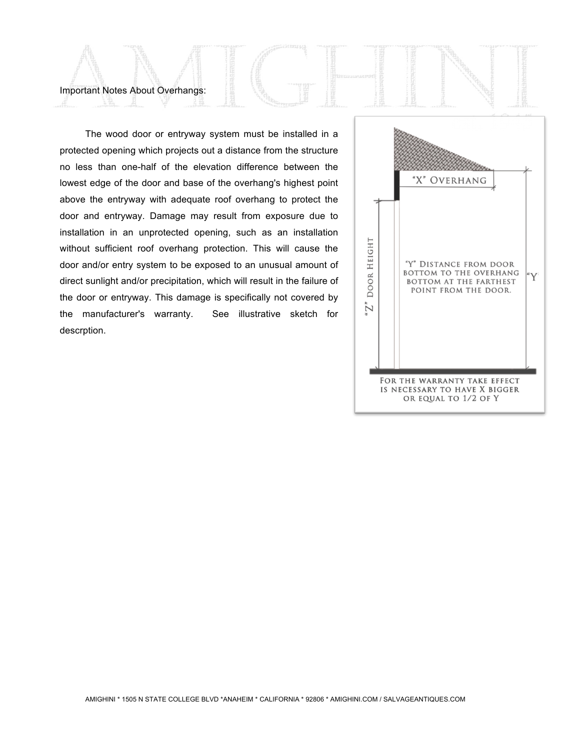Important Notes About Overhangs:

The wood door or entryway system must be installed in a protected opening which projects out a distance from the structure no less than one-half of the elevation difference between the lowest edge of the door and base of the overhang's highest point above the entryway with adequate roof overhang to protect the door and entryway. Damage may result from exposure due to installation in an unprotected opening, such as an installation without sufficient roof overhang protection. This will cause the door and/or entry system to be exposed to an unusual amount of direct sunlight and/or precipitation, which will result in the failure of the door or entryway. This damage is specifically not covered by the manufacturer's warranty. See illustrative sketch for descrption.

"X" Overhang

"Z" Door Height

"Y" Distance from door bottom to the overhang bottom at the farthest point from the door.

"Y"

For the warranty take effect is necessary to have X bigger or equal to 1/2 of Y